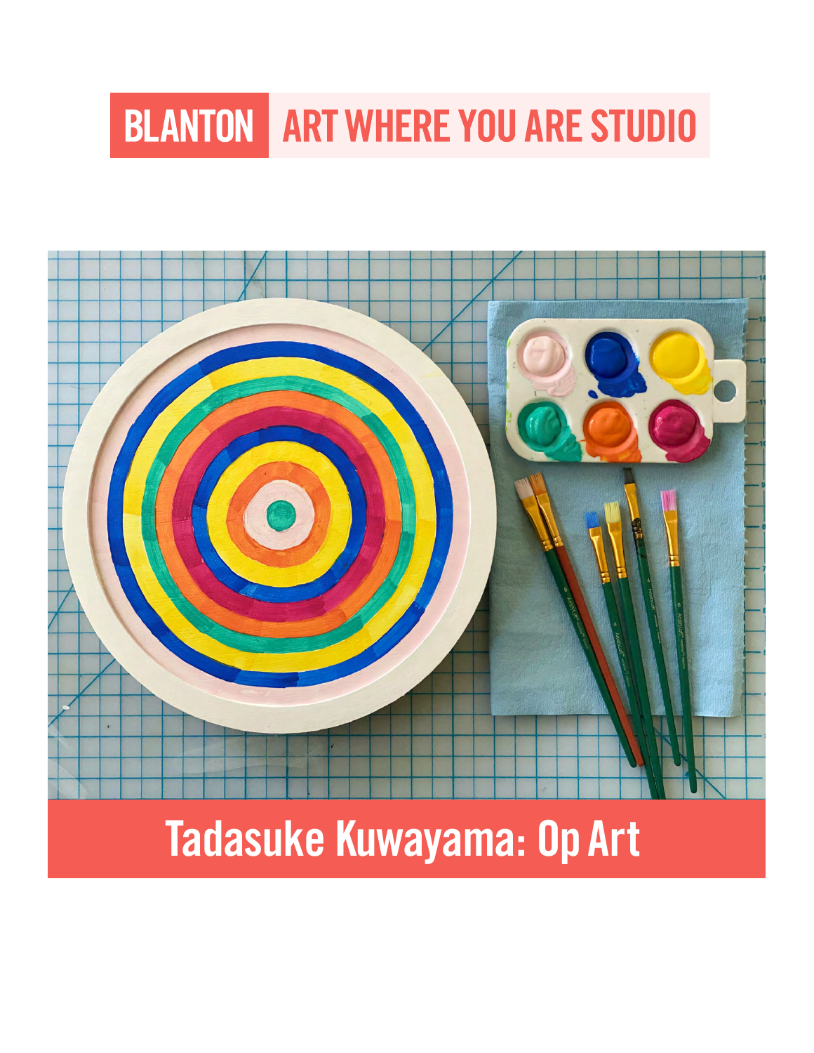BLANTON ART WHERE YOU ARE STUDIO

# Tadasuke Kuwayama: Op Art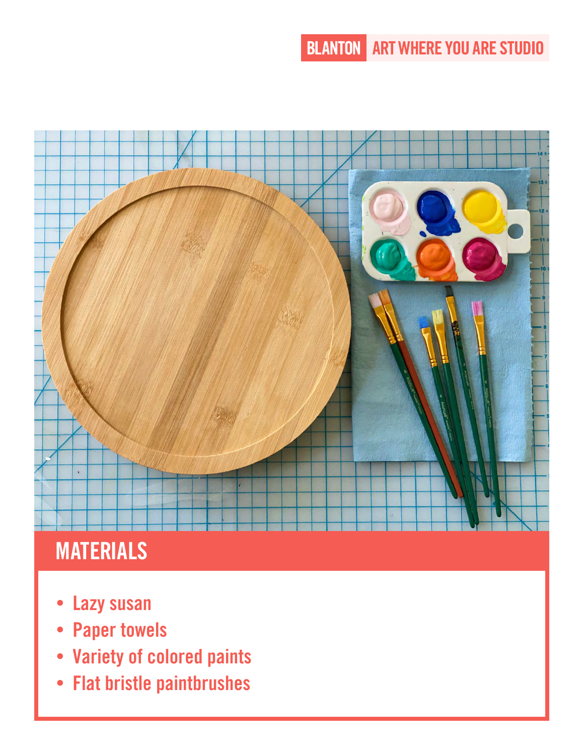## MATERIALS

- Lazy susan
- Paper towels
- Variety of colored paints
- Flat bristle paintbrushes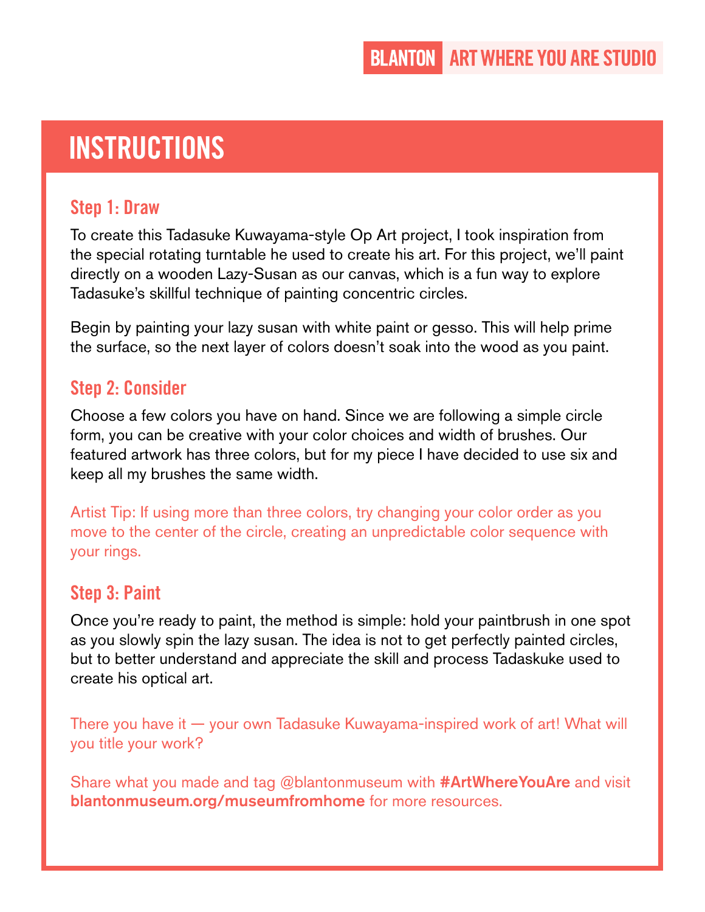# INSTRUCTIONS

## Step 1: Draw

To create this Tadasuke Kuwayama-style Op Art project, I took inspiration from the special rotating turntable he used to create his art. For this project, we'll paint directly on a wooden Lazy-Susan as our canvas, which is a fun way to explore Tadasuke's skillful technique of painting concentric circles.

Begin by painting your lazy susan with white paint or gesso. This will help prime the surface, so the next layer of colors doesn't soak into the wood as you paint.

## Step 2: Consider

Choose a few colors you have on hand. Since we are following a simple circle form, you can be creative with your color choices and width of brushes. Our featured artwork has three colors, but for my piece I have decided to use six and keep all my brushes the same width.

Artist Tip: If using more than three colors, try changing your color order as you move to the center of the circle, creating an unpredictable color sequence with your rings.

## Step 3: Paint

Once you're ready to paint, the method is simple: hold your paintbrush in one spot as you slowly spin the lazy susan. The idea is not to get perfectly painted circles, but to better understand and appreciate the skill and process Tadaskuke used to create his optical art.

There you have it — your own Tadasuke Kuwayama-inspired work of art! What will you title your work?

Share what you made and tag @blantonmuseum with **#ArtWhereYouAre** and visit **blantonmuseum.org/museumfromhome** for more resources.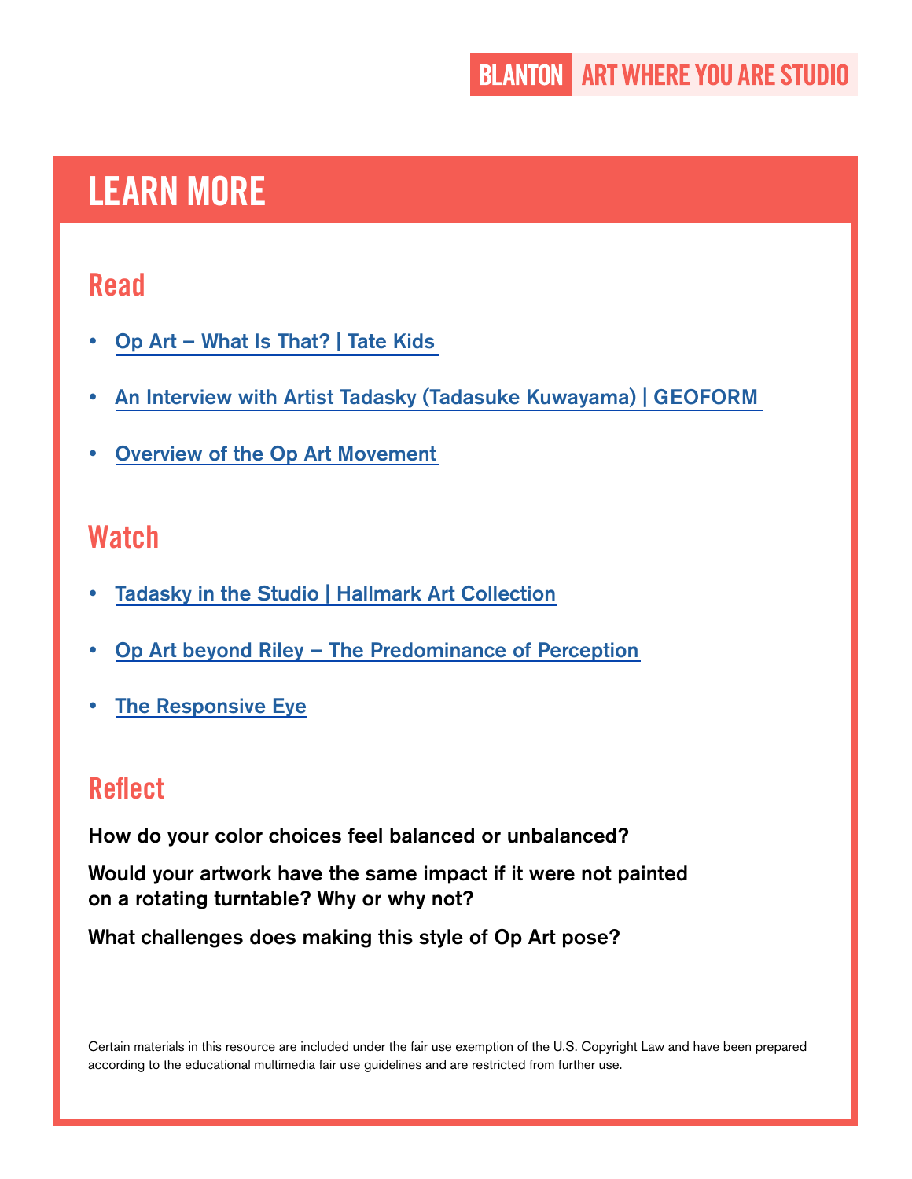# LEARN MORE

## Read

- Op Art – What Is That? | Tate Kids
- An Interview with Artist Tadasky (Tadasuke Kuwayama) | GEOFORM
- Overview of the Op Art Movement

## Watch

- Tadasky in the Studio | Hallmark Art Collection
- Op Art beyond Riley – The Predominance of Perception
- The Responsive Eye

## Reflect

**How do your color choices feel balanced or unbalanced?**

**Would your artwork have the same impact if it were not painted on a rotating turntable? Why or why not?**

**What challenges does making this style of Op Art pose?**

Certain materials in this resource are included under the fair use exemption of the U.S. Copyright Law and have been prepared according to the educational multimedia fair use guidelines and are restricted from further use.